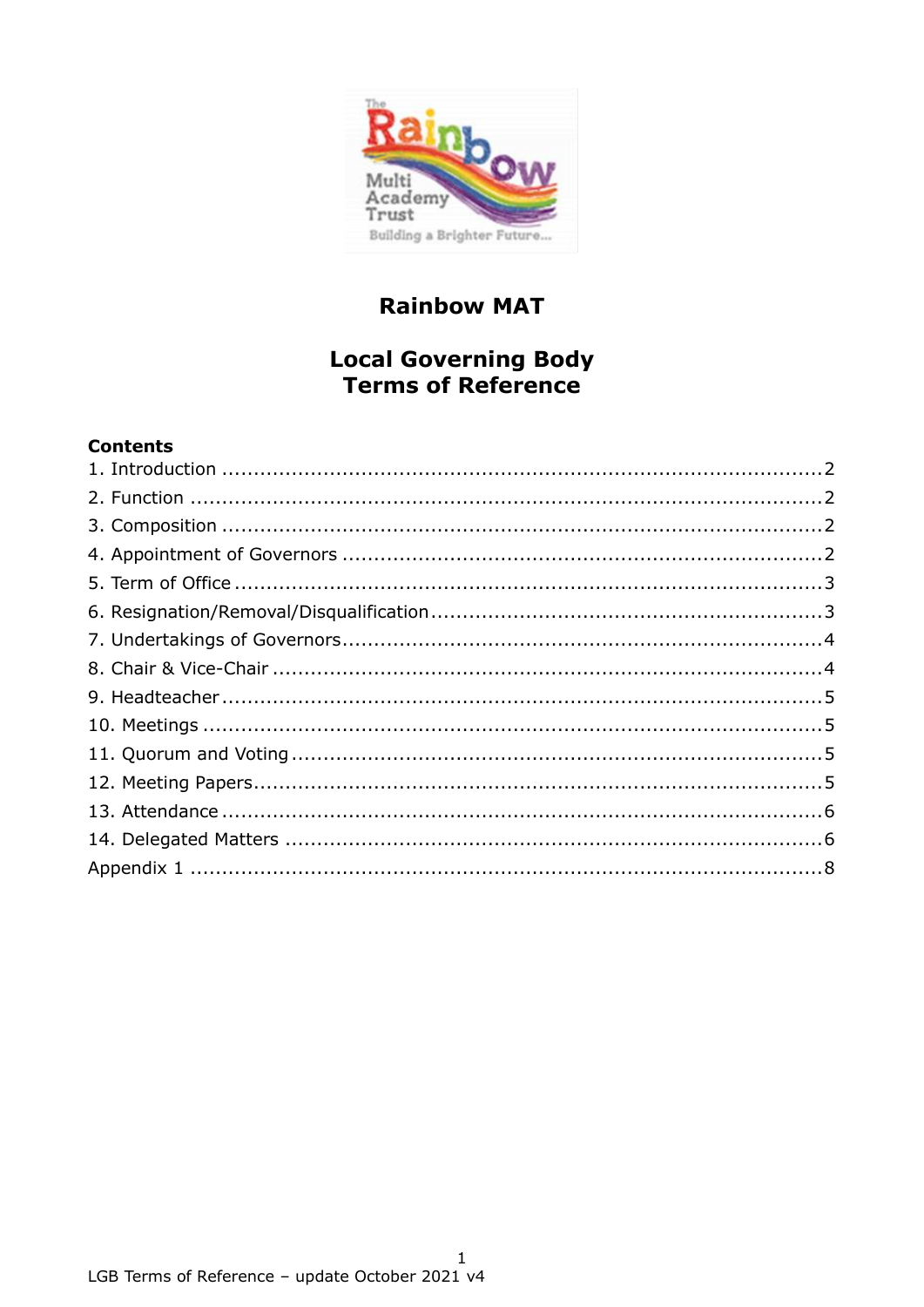# Rainbow MAT

## Local Governing Body
## Terms of Reference

**Contents**

1. Introduction ..................................................................................2
2. Function .......................................................................................2
3. Composition ..................................................................................2
4. Appointment of Governors ...............................................................2
5. Term of Office ................................................................................3
6. Resignation/Removal/Disqualification ................................................3
7. Undertakings of Governors ...............................................................4
8. Chair & Vice-Chair ..........................................................................4
9. Headteacher ..................................................................................5
10. Meetings .....................................................................................5
11. Quorum and Voting .......................................................................5
12. Meeting Papers .............................................................................5
13. Attendance ..................................................................................6
14. Delegated Matters .........................................................................6

Appendix 1 .......................................................................................8

LGB Terms of Reference – update October 2021 v4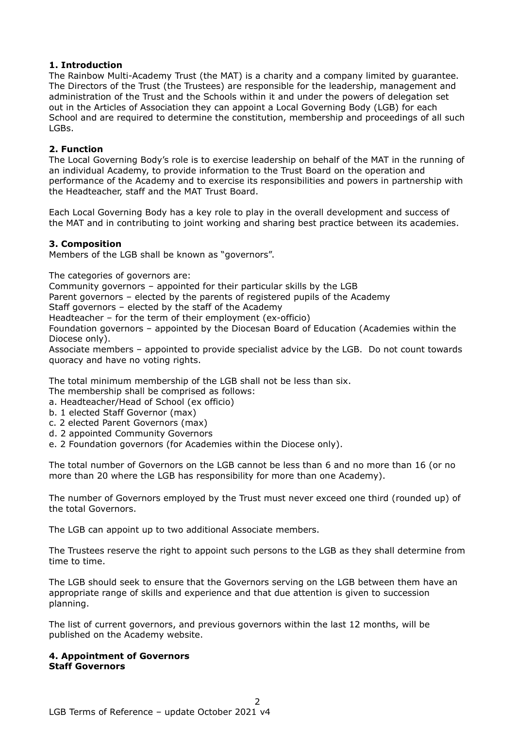## 1. Introduction

The Rainbow Multi-Academy Trust (the MAT) is a charity and a company limited by guarantee. The Directors of the Trust (the Trustees) are responsible for the leadership, management and administration of the Trust and the Schools within it and under the powers of delegation set out in the Articles of Association they can appoint a Local Governing Body (LGB) for each School and are required to determine the constitution, membership and proceedings of all such LGBs.

## 2. Function

The Local Governing Body's role is to exercise leadership on behalf of the MAT in the running of an individual Academy, to provide information to the Trust Board on the operation and performance of the Academy and to exercise its responsibilities and powers in partnership with the Headteacher, staff and the MAT Trust Board.

Each Local Governing Body has a key role to play in the overall development and success of the MAT and in contributing to joint working and sharing best practice between its academies.

## 3. Composition

Members of the LGB shall be known as "governors".

The categories of governors are:

Community governors – appointed for their particular skills by the LGB
Parent governors – elected by the parents of registered pupils of the Academy
Staff governors – elected by the staff of the Academy
Headteacher – for the term of their employment (ex-officio)
Foundation governors – appointed by the Diocesan Board of Education (Academies within the Diocese only).
Associate members – appointed to provide specialist advice by the LGB. Do not count towards quoracy and have no voting rights.

The total minimum membership of the LGB shall not be less than six.
The membership shall be comprised as follows:

a. Headteacher/Head of School (ex officio)
b. 1 elected Staff Governor (max)
c. 2 elected Parent Governors (max)
d. 2 appointed Community Governors
e. 2 Foundation governors (for Academies within the Diocese only).

The total number of Governors on the LGB cannot be less than 6 and no more than 16 (or no more than 20 where the LGB has responsibility for more than one Academy).

The number of Governors employed by the Trust must never exceed one third (rounded up) of the total Governors.

The LGB can appoint up to two additional Associate members.

The Trustees reserve the right to appoint such persons to the LGB as they shall determine from time to time.

The LGB should seek to ensure that the Governors serving on the LGB between them have an appropriate range of skills and experience and that due attention is given to succession planning.

The list of current governors, and previous governors within the last 12 months, will be published on the Academy website.

## 4. Appointment of Governors

**Staff Governors**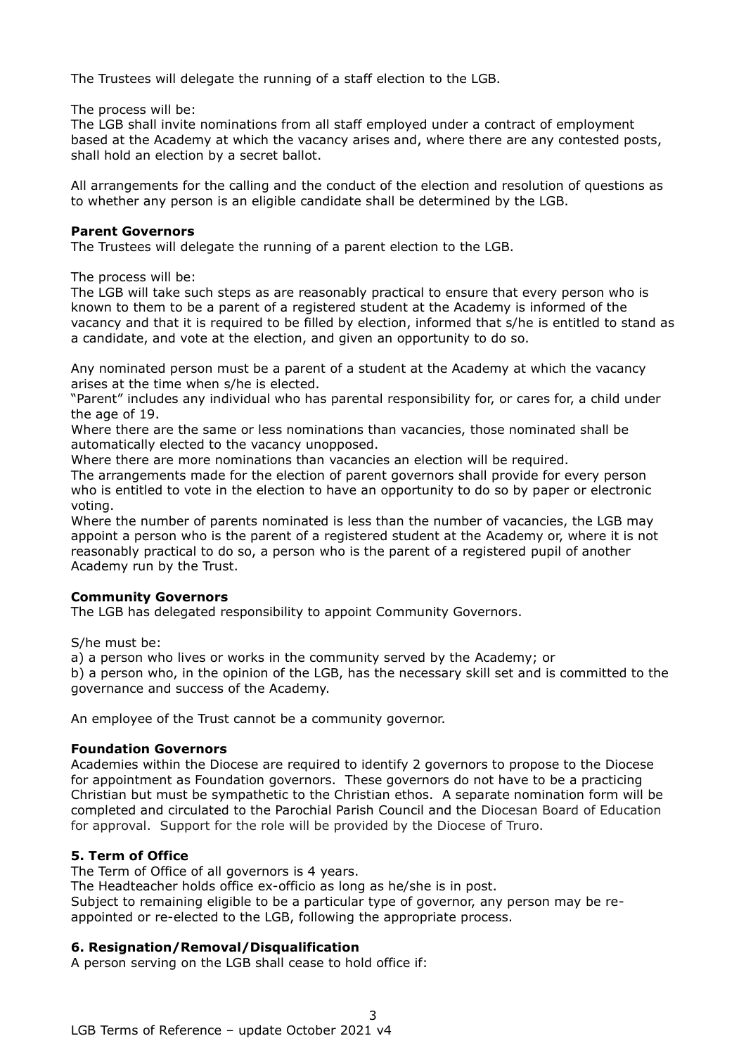The Trustees will delegate the running of a staff election to the LGB.

The process will be:
The LGB shall invite nominations from all staff employed under a contract of employment based at the Academy at which the vacancy arises and, where there are any contested posts, shall hold an election by a secret ballot.

All arrangements for the calling and the conduct of the election and resolution of questions as to whether any person is an eligible candidate shall be determined by the LGB.

**Parent Governors**
The Trustees will delegate the running of a parent election to the LGB.

The process will be:
The LGB will take such steps as are reasonably practical to ensure that every person who is known to them to be a parent of a registered student at the Academy is informed of the vacancy and that it is required to be filled by election, informed that s/he is entitled to stand as a candidate, and vote at the election, and given an opportunity to do so.

Any nominated person must be a parent of a student at the Academy at which the vacancy arises at the time when s/he is elected.
"Parent" includes any individual who has parental responsibility for, or cares for, a child under the age of 19.
Where there are the same or less nominations than vacancies, those nominated shall be automatically elected to the vacancy unopposed.
Where there are more nominations than vacancies an election will be required.
The arrangements made for the election of parent governors shall provide for every person who is entitled to vote in the election to have an opportunity to do so by paper or electronic voting.
Where the number of parents nominated is less than the number of vacancies, the LGB may appoint a person who is the parent of a registered student at the Academy or, where it is not reasonably practical to do so, a person who is the parent of a registered pupil of another Academy run by the Trust.

**Community Governors**
The LGB has delegated responsibility to appoint Community Governors.

S/he must be:
a) a person who lives or works in the community served by the Academy; or
b) a person who, in the opinion of the LGB, has the necessary skill set and is committed to the governance and success of the Academy.

An employee of the Trust cannot be a community governor.

**Foundation Governors**
Academies within the Diocese are required to identify 2 governors to propose to the Diocese for appointment as Foundation governors. These governors do not have to be a practicing Christian but must be sympathetic to the Christian ethos. A separate nomination form will be completed and circulated to the Parochial Parish Council and the Diocesan Board of Education for approval. Support for the role will be provided by the Diocese of Truro.

## 5. Term of Office

The Term of Office of all governors is 4 years.
The Headteacher holds office ex-officio as long as he/she is in post.
Subject to remaining eligible to be a particular type of governor, any person may be re-appointed or re-elected to the LGB, following the appropriate process.

## 6. Resignation/Removal/Disqualification

A person serving on the LGB shall cease to hold office if: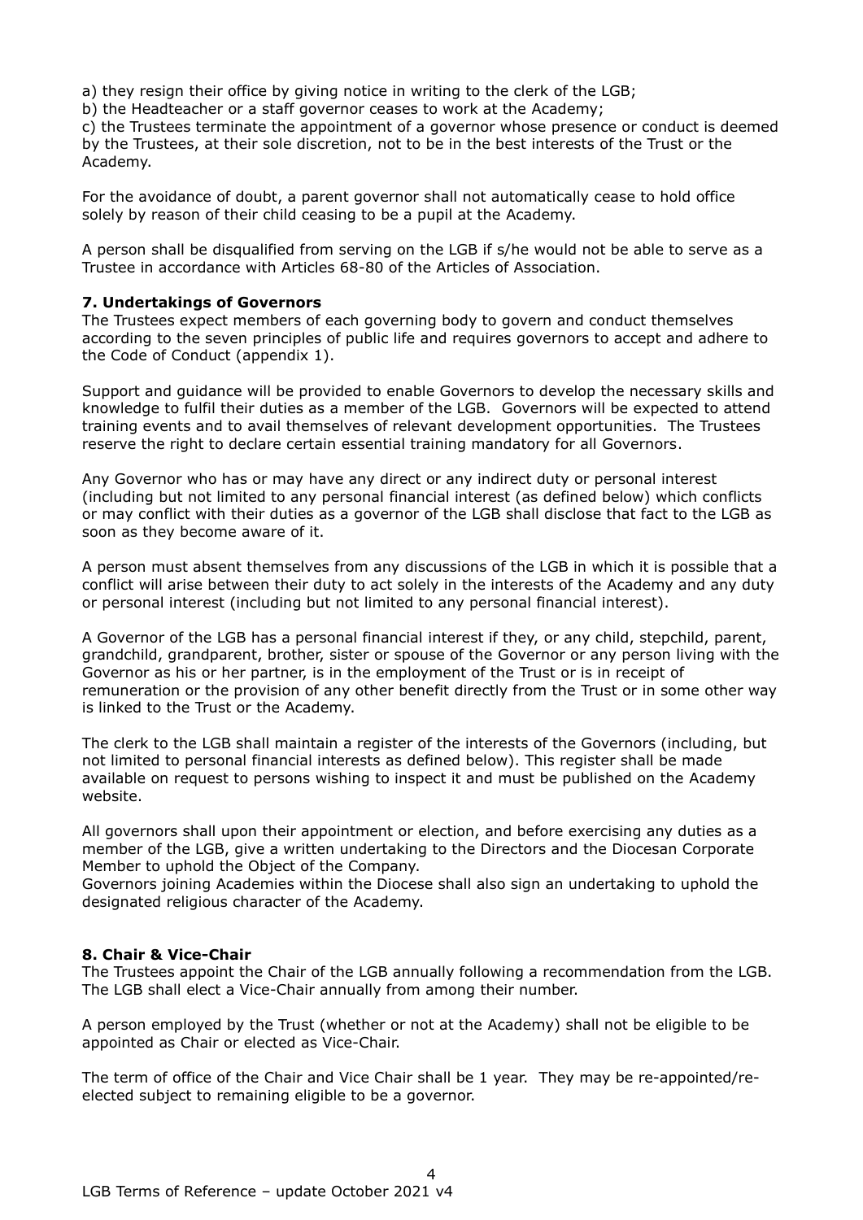a) they resign their office by giving notice in writing to the clerk of the LGB;
b) the Headteacher or a staff governor ceases to work at the Academy;
c) the Trustees terminate the appointment of a governor whose presence or conduct is deemed by the Trustees, at their sole discretion, not to be in the best interests of the Trust or the Academy.

For the avoidance of doubt, a parent governor shall not automatically cease to hold office solely by reason of their child ceasing to be a pupil at the Academy.

A person shall be disqualified from serving on the LGB if s/he would not be able to serve as a Trustee in accordance with Articles 68-80 of the Articles of Association.

**7. Undertakings of Governors**

The Trustees expect members of each governing body to govern and conduct themselves according to the seven principles of public life and requires governors to accept and adhere to the Code of Conduct (appendix 1).

Support and guidance will be provided to enable Governors to develop the necessary skills and knowledge to fulfil their duties as a member of the LGB. Governors will be expected to attend training events and to avail themselves of relevant development opportunities. The Trustees reserve the right to declare certain essential training mandatory for all Governors.

Any Governor who has or may have any direct or any indirect duty or personal interest (including but not limited to any personal financial interest (as defined below) which conflicts or may conflict with their duties as a governor of the LGB shall disclose that fact to the LGB as soon as they become aware of it.

A person must absent themselves from any discussions of the LGB in which it is possible that a conflict will arise between their duty to act solely in the interests of the Academy and any duty or personal interest (including but not limited to any personal financial interest).

A Governor of the LGB has a personal financial interest if they, or any child, stepchild, parent, grandchild, grandparent, brother, sister or spouse of the Governor or any person living with the Governor as his or her partner, is in the employment of the Trust or is in receipt of remuneration or the provision of any other benefit directly from the Trust or in some other way is linked to the Trust or the Academy.

The clerk to the LGB shall maintain a register of the interests of the Governors (including, but not limited to personal financial interests as defined below). This register shall be made available on request to persons wishing to inspect it and must be published on the Academy website.

All governors shall upon their appointment or election, and before exercising any duties as a member of the LGB, give a written undertaking to the Directors and the Diocesan Corporate Member to uphold the Object of the Company.
Governors joining Academies within the Diocese shall also sign an undertaking to uphold the designated religious character of the Academy.

**8. Chair & Vice-Chair**

The Trustees appoint the Chair of the LGB annually following a recommendation from the LGB. The LGB shall elect a Vice-Chair annually from among their number.

A person employed by the Trust (whether or not at the Academy) shall not be eligible to be appointed as Chair or elected as Vice-Chair.

The term of office of the Chair and Vice Chair shall be 1 year. They may be re-appointed/re-elected subject to remaining eligible to be a governor.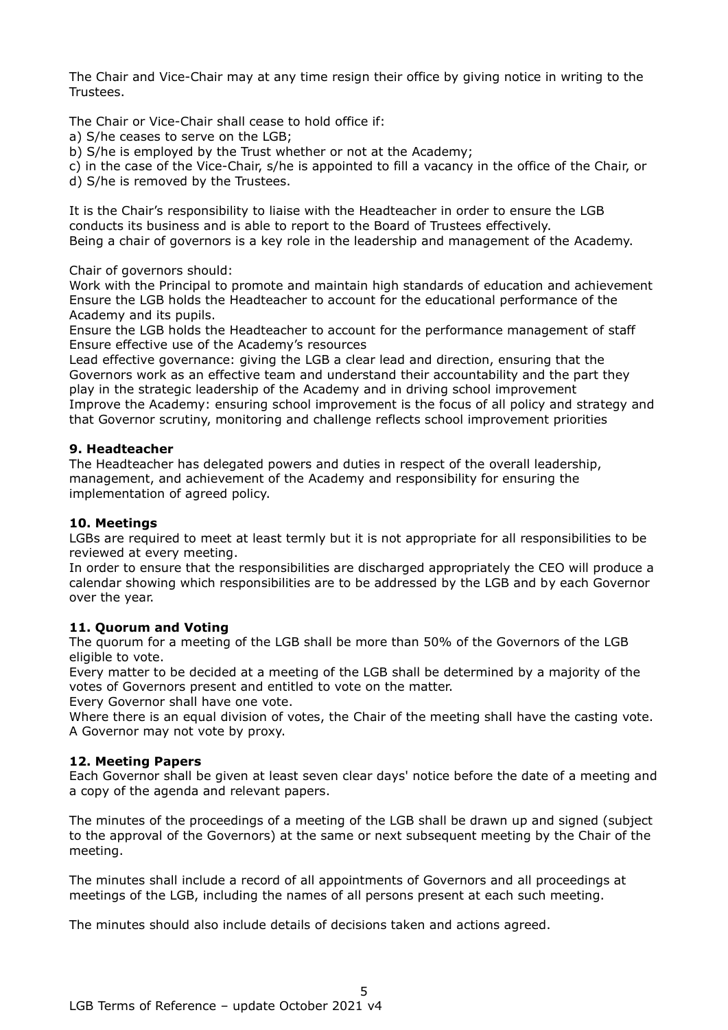The Chair and Vice-Chair may at any time resign their office by giving notice in writing to the Trustees.

The Chair or Vice-Chair shall cease to hold office if:
a) S/he ceases to serve on the LGB;
b) S/he is employed by the Trust whether or not at the Academy;
c) in the case of the Vice-Chair, s/he is appointed to fill a vacancy in the office of the Chair, or
d) S/he is removed by the Trustees.

It is the Chair's responsibility to liaise with the Headteacher in order to ensure the LGB conducts its business and is able to report to the Board of Trustees effectively.
Being a chair of governors is a key role in the leadership and management of the Academy.

Chair of governors should:
Work with the Principal to promote and maintain high standards of education and achievement
Ensure the LGB holds the Headteacher to account for the educational performance of the Academy and its pupils.
Ensure the LGB holds the Headteacher to account for the performance management of staff
Ensure effective use of the Academy's resources
Lead effective governance: giving the LGB a clear lead and direction, ensuring that the Governors work as an effective team and understand their accountability and the part they play in the strategic leadership of the Academy and in driving school improvement
Improve the Academy: ensuring school improvement is the focus of all policy and strategy and that Governor scrutiny, monitoring and challenge reflects school improvement priorities

**9. Headteacher**

The Headteacher has delegated powers and duties in respect of the overall leadership, management, and achievement of the Academy and responsibility for ensuring the implementation of agreed policy.

**10. Meetings**

LGBs are required to meet at least termly but it is not appropriate for all responsibilities to be reviewed at every meeting.
In order to ensure that the responsibilities are discharged appropriately the CEO will produce a calendar showing which responsibilities are to be addressed by the LGB and by each Governor over the year.

**11. Quorum and Voting**

The quorum for a meeting of the LGB shall be more than 50% of the Governors of the LGB eligible to vote.
Every matter to be decided at a meeting of the LGB shall be determined by a majority of the votes of Governors present and entitled to vote on the matter.
Every Governor shall have one vote.
Where there is an equal division of votes, the Chair of the meeting shall have the casting vote.
A Governor may not vote by proxy.

**12. Meeting Papers**

Each Governor shall be given at least seven clear days' notice before the date of a meeting and a copy of the agenda and relevant papers.

The minutes of the proceedings of a meeting of the LGB shall be drawn up and signed (subject to the approval of the Governors) at the same or next subsequent meeting by the Chair of the meeting.

The minutes shall include a record of all appointments of Governors and all proceedings at meetings of the LGB, including the names of all persons present at each such meeting.

The minutes should also include details of decisions taken and actions agreed.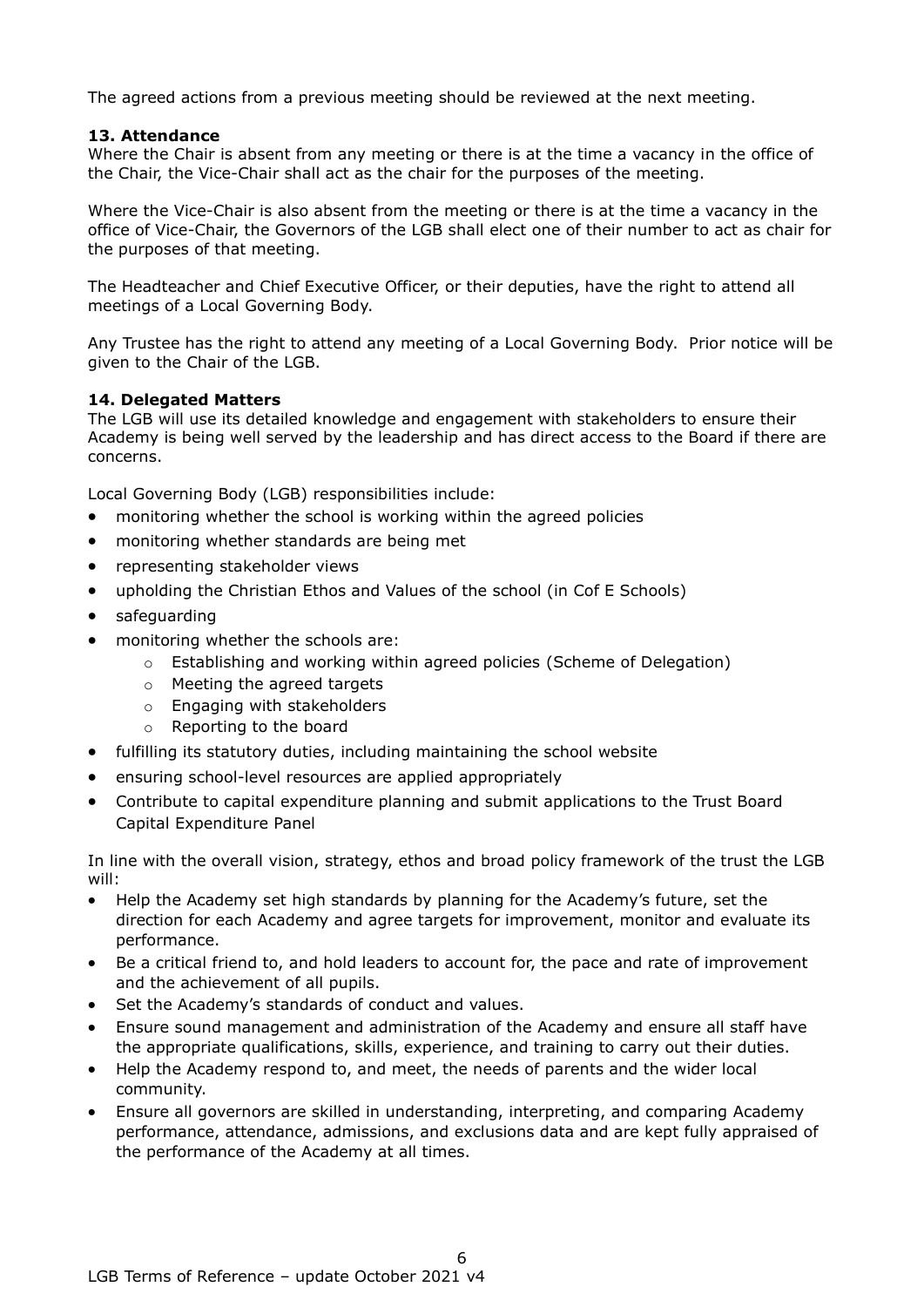The agreed actions from a previous meeting should be reviewed at the next meeting.

**13. Attendance**

Where the Chair is absent from any meeting or there is at the time a vacancy in the office of the Chair, the Vice-Chair shall act as the chair for the purposes of the meeting.

Where the Vice-Chair is also absent from the meeting or there is at the time a vacancy in the office of Vice-Chair, the Governors of the LGB shall elect one of their number to act as chair for the purposes of that meeting.

The Headteacher and Chief Executive Officer, or their deputies, have the right to attend all meetings of a Local Governing Body.

Any Trustee has the right to attend any meeting of a Local Governing Body. Prior notice will be given to the Chair of the LGB.

**14. Delegated Matters**

The LGB will use its detailed knowledge and engagement with stakeholders to ensure their Academy is being well served by the leadership and has direct access to the Board if there are concerns.

Local Governing Body (LGB) responsibilities include:

- monitoring whether the school is working within the agreed policies
- monitoring whether standards are being met
- representing stakeholder views
- upholding the Christian Ethos and Values of the school (in Cof E Schools)
- safeguarding
- monitoring whether the schools are:
  - Establishing and working within agreed policies (Scheme of Delegation)
  - Meeting the agreed targets
  - Engaging with stakeholders
  - Reporting to the board
- fulfilling its statutory duties, including maintaining the school website
- ensuring school-level resources are applied appropriately
- Contribute to capital expenditure planning and submit applications to the Trust Board Capital Expenditure Panel

In line with the overall vision, strategy, ethos and broad policy framework of the trust the LGB will:

- Help the Academy set high standards by planning for the Academy's future, set the direction for each Academy and agree targets for improvement, monitor and evaluate its performance.
- Be a critical friend to, and hold leaders to account for, the pace and rate of improvement and the achievement of all pupils.
- Set the Academy's standards of conduct and values.
- Ensure sound management and administration of the Academy and ensure all staff have the appropriate qualifications, skills, experience, and training to carry out their duties.
- Help the Academy respond to, and meet, the needs of parents and the wider local community.
- Ensure all governors are skilled in understanding, interpreting, and comparing Academy performance, attendance, admissions, and exclusions data and are kept fully appraised of the performance of the Academy at all times.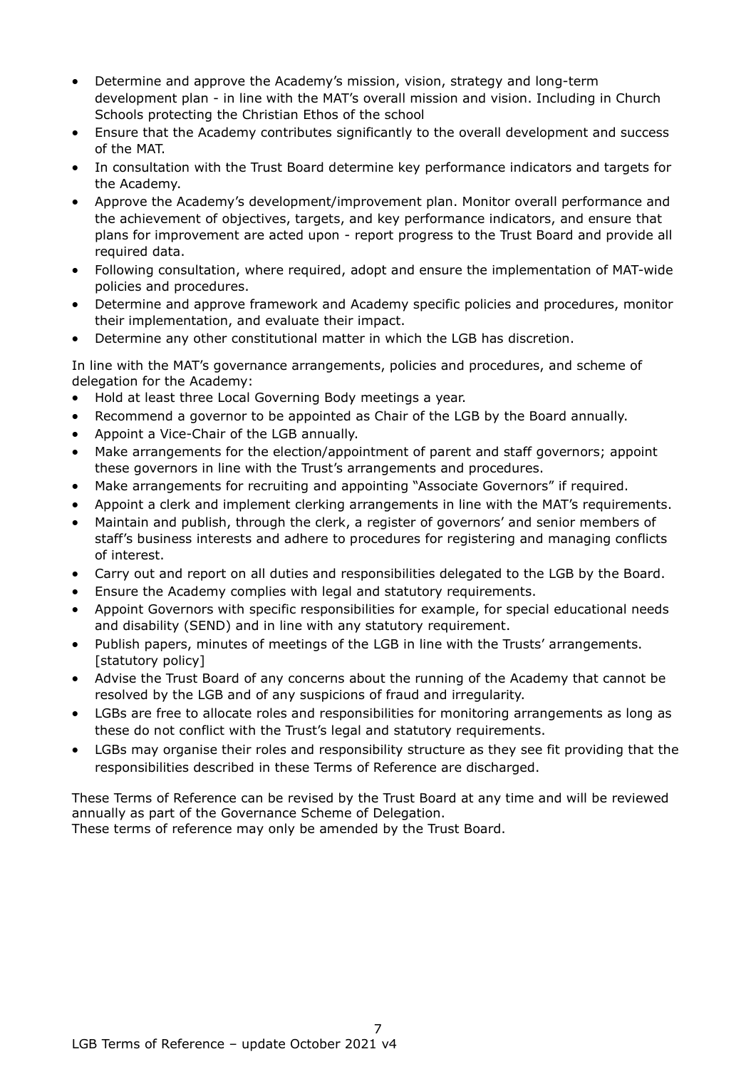- Determine and approve the Academy's mission, vision, strategy and long-term development plan - in line with the MAT's overall mission and vision. Including in Church Schools protecting the Christian Ethos of the school
- Ensure that the Academy contributes significantly to the overall development and success of the MAT.
- In consultation with the Trust Board determine key performance indicators and targets for the Academy.
- Approve the Academy's development/improvement plan. Monitor overall performance and the achievement of objectives, targets, and key performance indicators, and ensure that plans for improvement are acted upon - report progress to the Trust Board and provide all required data.
- Following consultation, where required, adopt and ensure the implementation of MAT-wide policies and procedures.
- Determine and approve framework and Academy specific policies and procedures, monitor their implementation, and evaluate their impact.
- Determine any other constitutional matter in which the LGB has discretion.

In line with the MAT's governance arrangements, policies and procedures, and scheme of delegation for the Academy:

- Hold at least three Local Governing Body meetings a year.
- Recommend a governor to be appointed as Chair of the LGB by the Board annually.
- Appoint a Vice-Chair of the LGB annually.
- Make arrangements for the election/appointment of parent and staff governors; appoint these governors in line with the Trust's arrangements and procedures.
- Make arrangements for recruiting and appointing "Associate Governors" if required.
- Appoint a clerk and implement clerking arrangements in line with the MAT's requirements.
- Maintain and publish, through the clerk, a register of governors' and senior members of staff's business interests and adhere to procedures for registering and managing conflicts of interest.
- Carry out and report on all duties and responsibilities delegated to the LGB by the Board.
- Ensure the Academy complies with legal and statutory requirements.
- Appoint Governors with specific responsibilities for example, for special educational needs and disability (SEND) and in line with any statutory requirement.
- Publish papers, minutes of meetings of the LGB in line with the Trusts' arrangements. [statutory policy]
- Advise the Trust Board of any concerns about the running of the Academy that cannot be resolved by the LGB and of any suspicions of fraud and irregularity.
- LGBs are free to allocate roles and responsibilities for monitoring arrangements as long as these do not conflict with the Trust's legal and statutory requirements.
- LGBs may organise their roles and responsibility structure as they see fit providing that the responsibilities described in these Terms of Reference are discharged.

These Terms of Reference can be revised by the Trust Board at any time and will be reviewed annually as part of the Governance Scheme of Delegation.
These terms of reference may only be amended by the Trust Board.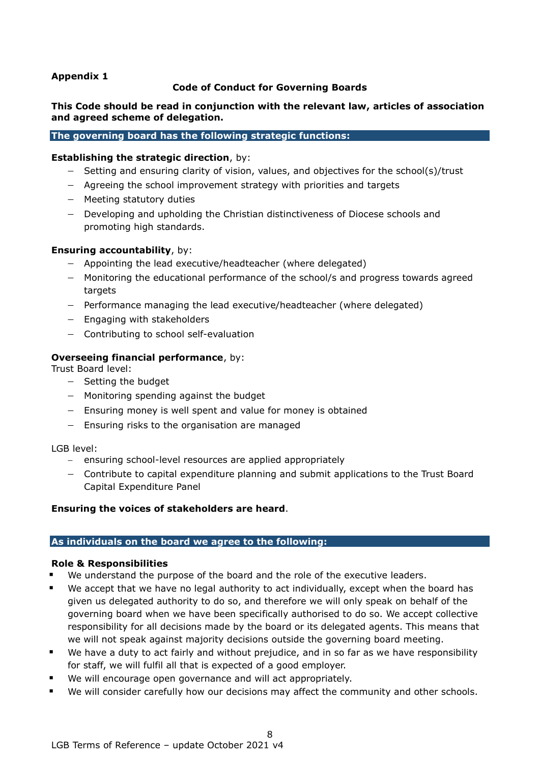**Appendix 1**

**Code of Conduct for Governing Boards**

**This Code should be read in conjunction with the relevant law, articles of association and agreed scheme of delegation.**

## The governing board has the following strategic functions:

**Establishing the strategic direction**, by:

- Setting and ensuring clarity of vision, values, and objectives for the school(s)/trust
- Agreeing the school improvement strategy with priorities and targets
- Meeting statutory duties
- Developing and upholding the Christian distinctiveness of Diocese schools and promoting high standards.

**Ensuring accountability**, by:

- Appointing the lead executive/headteacher (where delegated)
- Monitoring the educational performance of the school/s and progress towards agreed targets
- Performance managing the lead executive/headteacher (where delegated)
- Engaging with stakeholders
- Contributing to school self-evaluation

**Overseeing financial performance**, by:

Trust Board level:

- Setting the budget
- Monitoring spending against the budget
- Ensuring money is well spent and value for money is obtained
- Ensuring risks to the organisation are managed

LGB level:

- ensuring school-level resources are applied appropriately
- Contribute to capital expenditure planning and submit applications to the Trust Board Capital Expenditure Panel

**Ensuring the voices of stakeholders are heard**.

## As individuals on the board we agree to the following:

**Role & Responsibilities**

- We understand the purpose of the board and the role of the executive leaders.
- We accept that we have no legal authority to act individually, except when the board has given us delegated authority to do so, and therefore we will only speak on behalf of the governing board when we have been specifically authorised to do so. We accept collective responsibility for all decisions made by the board or its delegated agents. This means that we will not speak against majority decisions outside the governing board meeting.
- We have a duty to act fairly and without prejudice, and in so far as we have responsibility for staff, we will fulfil all that is expected of a good employer.
- We will encourage open governance and will act appropriately.
- We will consider carefully how our decisions may affect the community and other schools.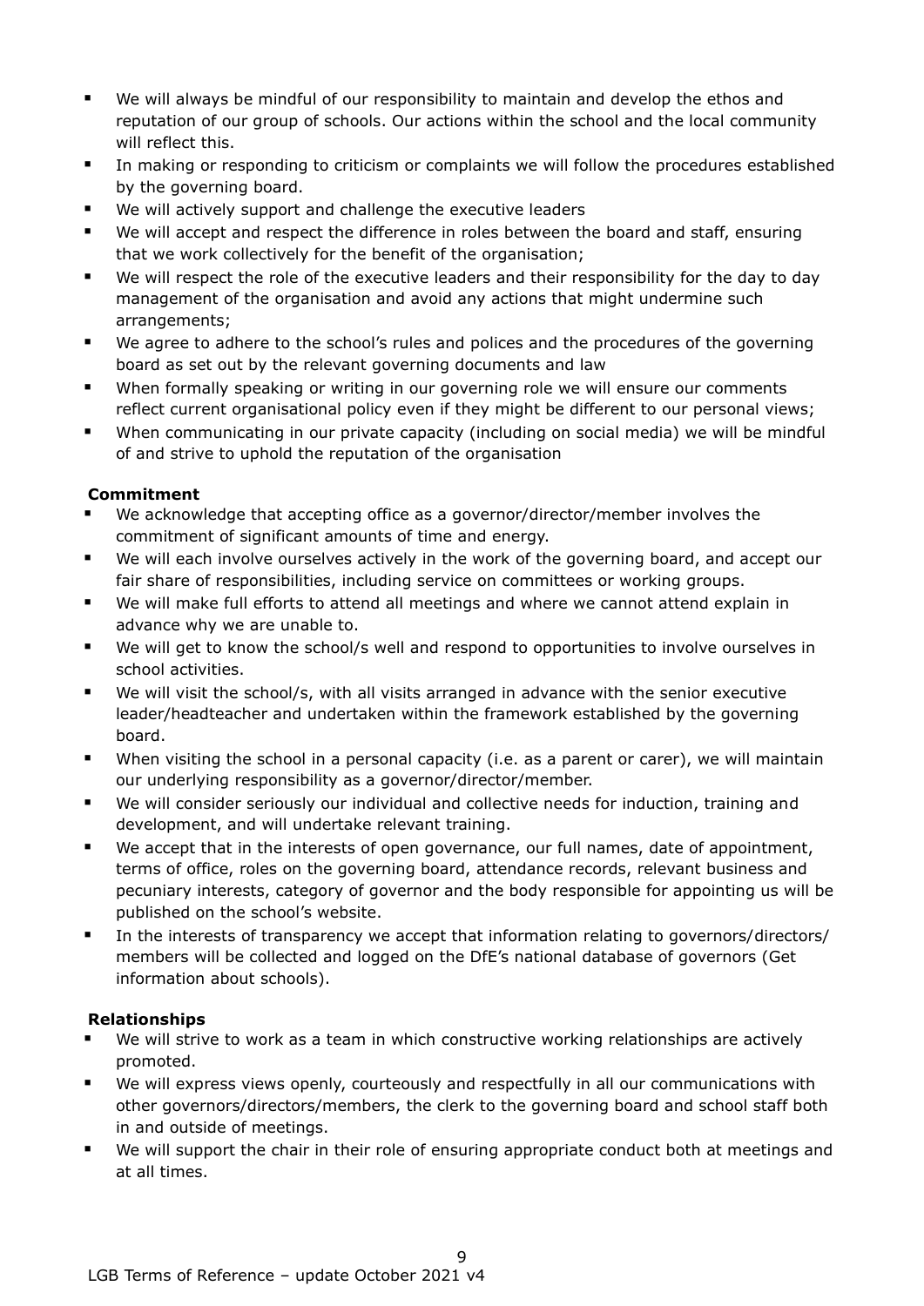- We will always be mindful of our responsibility to maintain and develop the ethos and reputation of our group of schools. Our actions within the school and the local community will reflect this.
- In making or responding to criticism or complaints we will follow the procedures established by the governing board.
- We will actively support and challenge the executive leaders
- We will accept and respect the difference in roles between the board and staff, ensuring that we work collectively for the benefit of the organisation;
- We will respect the role of the executive leaders and their responsibility for the day to day management of the organisation and avoid any actions that might undermine such arrangements;
- We agree to adhere to the school's rules and polices and the procedures of the governing board as set out by the relevant governing documents and law
- When formally speaking or writing in our governing role we will ensure our comments reflect current organisational policy even if they might be different to our personal views;
- When communicating in our private capacity (including on social media) we will be mindful of and strive to uphold the reputation of the organisation

**Commitment**

- We acknowledge that accepting office as a governor/director/member involves the commitment of significant amounts of time and energy.
- We will each involve ourselves actively in the work of the governing board, and accept our fair share of responsibilities, including service on committees or working groups.
- We will make full efforts to attend all meetings and where we cannot attend explain in advance why we are unable to.
- We will get to know the school/s well and respond to opportunities to involve ourselves in school activities.
- We will visit the school/s, with all visits arranged in advance with the senior executive leader/headteacher and undertaken within the framework established by the governing board.
- When visiting the school in a personal capacity (i.e. as a parent or carer), we will maintain our underlying responsibility as a governor/director/member.
- We will consider seriously our individual and collective needs for induction, training and development, and will undertake relevant training.
- We accept that in the interests of open governance, our full names, date of appointment, terms of office, roles on the governing board, attendance records, relevant business and pecuniary interests, category of governor and the body responsible for appointing us will be published on the school's website.
- In the interests of transparency we accept that information relating to governors/directors/ members will be collected and logged on the DfE's national database of governors (Get information about schools).

**Relationships**

- We will strive to work as a team in which constructive working relationships are actively promoted.
- We will express views openly, courteously and respectfully in all our communications with other governors/directors/members, the clerk to the governing board and school staff both in and outside of meetings.
- We will support the chair in their role of ensuring appropriate conduct both at meetings and at all times.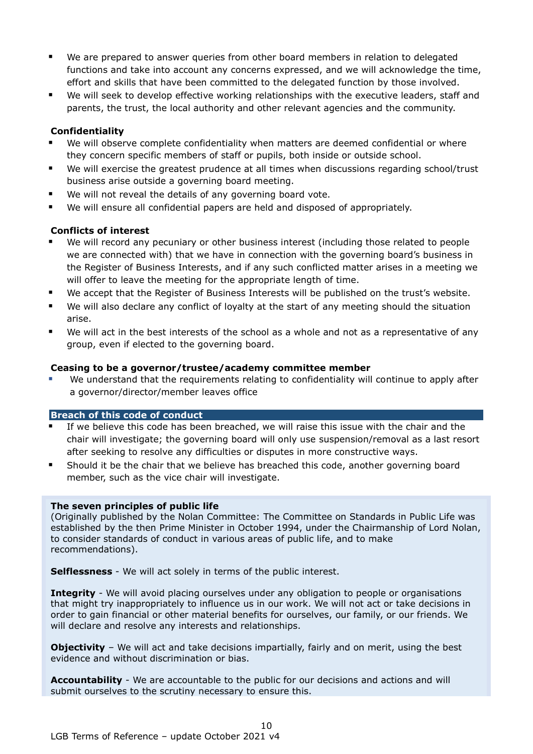- We are prepared to answer queries from other board members in relation to delegated functions and take into account any concerns expressed, and we will acknowledge the time, effort and skills that have been committed to the delegated function by those involved.
- We will seek to develop effective working relationships with the executive leaders, staff and parents, the trust, the local authority and other relevant agencies and the community.

**Confidentiality**

- We will observe complete confidentiality when matters are deemed confidential or where they concern specific members of staff or pupils, both inside or outside school.
- We will exercise the greatest prudence at all times when discussions regarding school/trust business arise outside a governing board meeting.
- We will not reveal the details of any governing board vote.
- We will ensure all confidential papers are held and disposed of appropriately.

**Conflicts of interest**

- We will record any pecuniary or other business interest (including those related to people we are connected with) that we have in connection with the governing board's business in the Register of Business Interests, and if any such conflicted matter arises in a meeting we will offer to leave the meeting for the appropriate length of time.
- We accept that the Register of Business Interests will be published on the trust's website.
- We will also declare any conflict of loyalty at the start of any meeting should the situation arise.
- We will act in the best interests of the school as a whole and not as a representative of any group, even if elected to the governing board.

**Ceasing to be a governor/trustee/academy committee member**

- We understand that the requirements relating to confidentiality will continue to apply after a governor/director/member leaves office

**Breach of this code of conduct**

- If we believe this code has been breached, we will raise this issue with the chair and the chair will investigate; the governing board will only use suspension/removal as a last resort after seeking to resolve any difficulties or disputes in more constructive ways.
- Should it be the chair that we believe has breached this code, another governing board member, such as the vice chair will investigate.

**The seven principles of public life**

(Originally published by the Nolan Committee: The Committee on Standards in Public Life was established by the then Prime Minister in October 1994, under the Chairmanship of Lord Nolan, to consider standards of conduct in various areas of public life, and to make recommendations).

**Selflessness** - We will act solely in terms of the public interest.

**Integrity** - We will avoid placing ourselves under any obligation to people or organisations that might try inappropriately to influence us in our work. We will not act or take decisions in order to gain financial or other material benefits for ourselves, our family, or our friends. We will declare and resolve any interests and relationships.

**Objectivity** – We will act and take decisions impartially, fairly and on merit, using the best evidence and without discrimination or bias.

**Accountability** - We are accountable to the public for our decisions and actions and will submit ourselves to the scrutiny necessary to ensure this.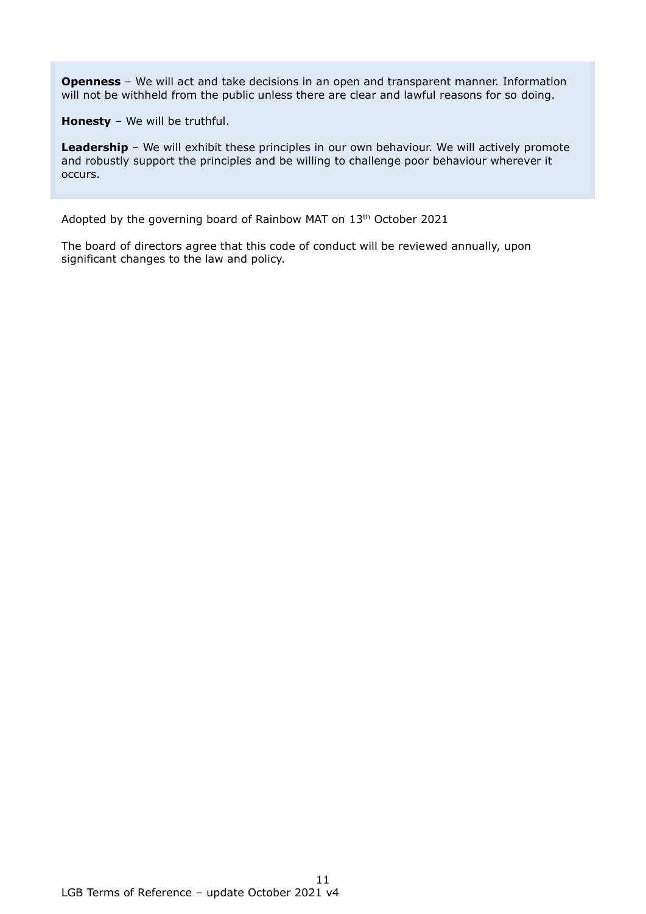**Openness** – We will act and take decisions in an open and transparent manner. Information will not be withheld from the public unless there are clear and lawful reasons for so doing.

**Honesty** – We will be truthful.

**Leadership** – We will exhibit these principles in our own behaviour. We will actively promote and robustly support the principles and be willing to challenge poor behaviour wherever it occurs.

Adopted by the governing board of Rainbow MAT on 13th October 2021

The board of directors agree that this code of conduct will be reviewed annually, upon significant changes to the law and policy.